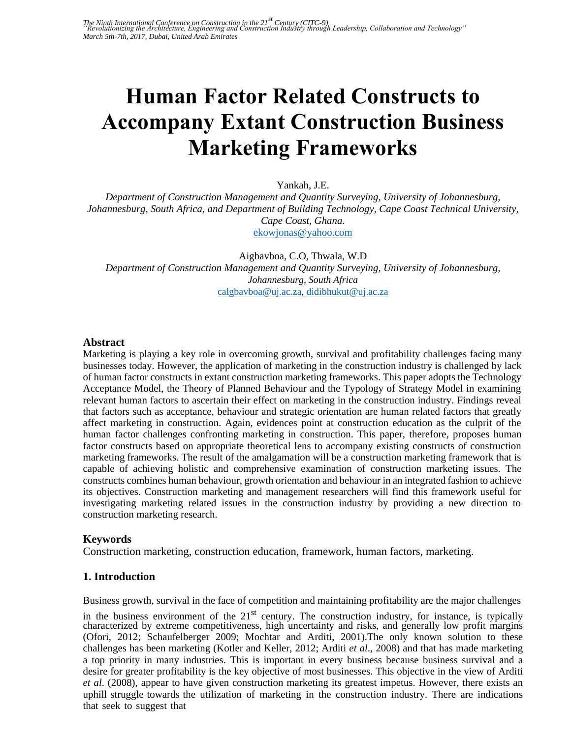# Human Factor Related Constructs to Accompany Extant Construction Business Marketing Frameworks

Yankah, J.E.

*Department of Construction Management and Quantity Surveying, University of Johannesburg, Johannesburg, South Africa, and Department of Building Technology, Cape Coast Technical University, Cape Coast, Ghana.*

ekowjonas@yahoo.com

Aigbavboa, C.O, Thwala, W.D

*Department of Construction Management and Quantity Surveying, University of Johannesburg, Johannesburg, South Africa*

calgbavboa@uj.ac.za, didibhukut@uj.ac.za

## Abstract

Marketing is playing a key role in overcoming growth, survival and profitability challenges facing many businesses today. However, the application of marketing in the construction industry is challenged by lack of human factor constructs in extant construction marketing frameworks. This paper adopts the Technology Acceptance Model, the Theory of Planned Behaviour and the Typology of Strategy Model in examining relevant human factors to ascertain their effect on marketing in the construction industry. Findings reveal that factors such as acceptance, behaviour and strategic orientation are human related factors that greatly affect marketing in construction. Again, evidences point at construction education as the culprit of the human factor challenges confronting marketing in construction. This paper, therefore, proposes human factor constructs based on appropriate theoretical lens to accompany existing constructs of construction marketing frameworks. The result of the amalgamation will be a construction marketing framework that is capable of achieving holistic and comprehensive examination of construction marketing issues. The constructs combines human behaviour, growth orientation and behaviour in an integrated fashion to achieve its objectives. Construction marketing and management researchers will find this framework useful for investigating marketing related issues in the construction industry by providing a new direction to construction marketing research.

## Keywords

Construction marketing, construction education, framework, human factors, marketing.

## 1. Introduction

Business growth, survival in the face of competition and maintaining profitability are the major challenges in the business environment of the 21st century. The construction industry, for instance, is typically characterized by extreme competitiveness, high uncertainty and risks, and generally low profit margins (Ofori, 2012; Schaufelberger 2009; Mochtar and Arditi, 2001).The only known solution to these challenges has been marketing (Kotler and Keller, 2012; Arditi *et al*., 2008) and that has made marketing a top priority in many industries. This is important in every business because business survival and a desire for greater profitability is the key objective of most businesses. This objective in the view of Arditi *et al*. (2008), appear to have given construction marketing its greatest impetus. However, there exists an uphill struggle towards the utilization of marketing in the construction industry. There are indications that seek to suggest that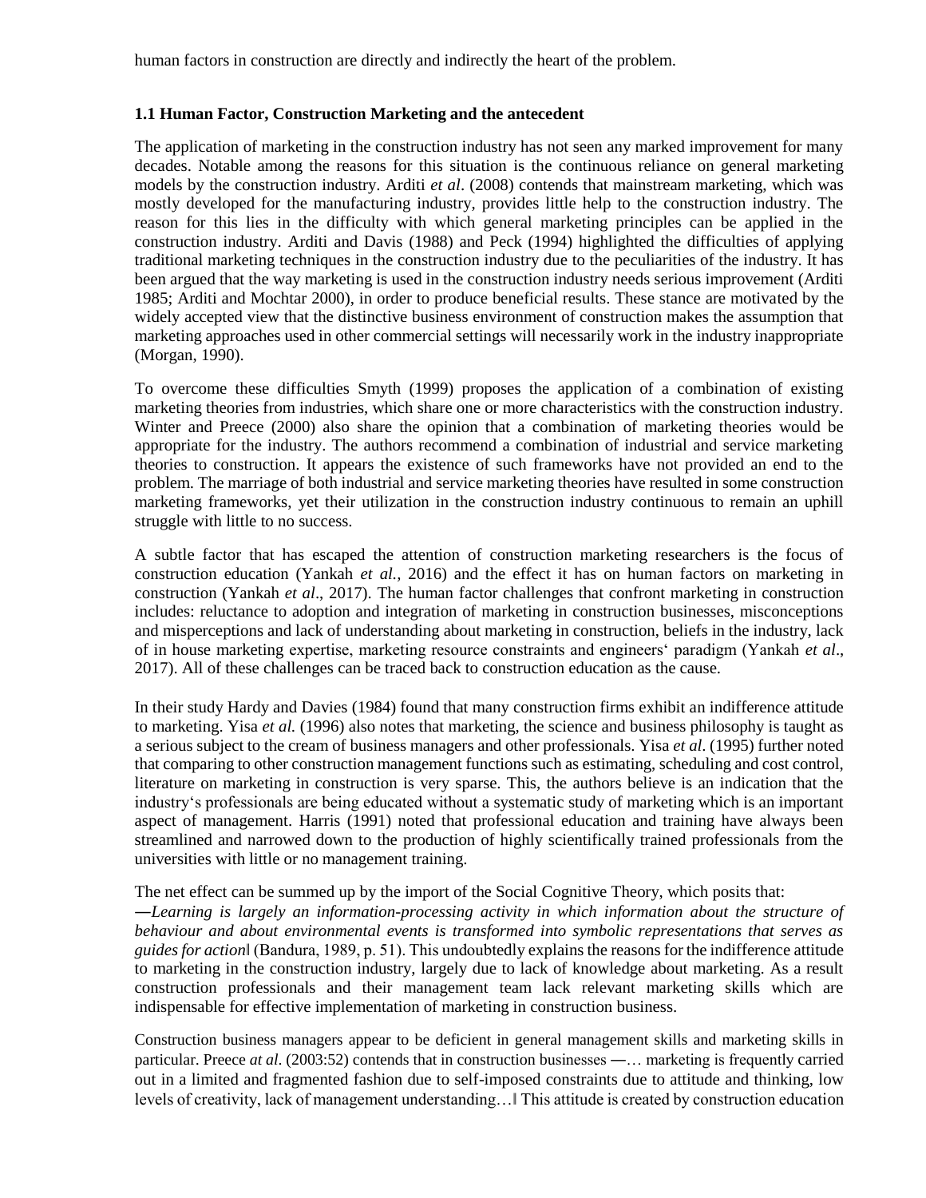human factors in construction are directly and indirectly the heart of the problem.

### 1.1 Human Factor, Construction Marketing and the antecedent

The application of marketing in the construction industry has not seen any marked improvement for many decades. Notable among the reasons for this situation is the continuous reliance on general marketing models by the construction industry. Arditi *et al*. (2008) contends that mainstream marketing, which was mostly developed for the manufacturing industry, provides little help to the construction industry. The reason for this lies in the difficulty with which general marketing principles can be applied in the construction industry. Arditi and Davis (1988) and Peck (1994) highlighted the difficulties of applying traditional marketing techniques in the construction industry due to the peculiarities of the industry. It has been argued that the way marketing is used in the construction industry needs serious improvement (Arditi 1985; Arditi and Mochtar 2000), in order to produce beneficial results. These stance are motivated by the widely accepted view that the distinctive business environment of construction makes the assumption that marketing approaches used in other commercial settings will necessarily work in the industry inappropriate (Morgan, 1990).

To overcome these difficulties Smyth (1999) proposes the application of a combination of existing marketing theories from industries, which share one or more characteristics with the construction industry. Winter and Preece (2000) also share the opinion that a combination of marketing theories would be appropriate for the industry. The authors recommend a combination of industrial and service marketing theories to construction. It appears the existence of such frameworks have not provided an end to the problem. The marriage of both industrial and service marketing theories have resulted in some construction marketing frameworks, yet their utilization in the construction industry continuous to remain an uphill struggle with little to no success.

A subtle factor that has escaped the attention of construction marketing researchers is the focus of construction education (Yankah *et al.*, 2016) and the effect it has on human factors on marketing in construction (Yankah *et al*., 2017). The human factor challenges that confront marketing in construction includes: reluctance to adoption and integration of marketing in construction businesses, misconceptions and misperceptions and lack of understanding about marketing in construction, beliefs in the industry, lack of in house marketing expertise, marketing resource constraints and engineers' paradigm (Yankah *et al*., 2017). All of these challenges can be traced back to construction education as the cause.

In their study Hardy and Davies (1984) found that many construction firms exhibit an indifference attitude to marketing. Yisa *et al.* (1996) also notes that marketing, the science and business philosophy is taught as a serious subject to the cream of business managers and other professionals. Yisa *et al*. (1995) further noted that comparing to other construction management functions such as estimating, scheduling and cost control, literature on marketing in construction is very sparse. This, the authors believe is an indication that the industry's professionals are being educated without a systematic study of marketing which is an important aspect of management. Harris (1991) noted that professional education and training have always been streamlined and narrowed down to the production of highly scientifically trained professionals from the universities with little or no management training.

The net effect can be summed up by the import of the Social Cognitive Theory, which posits that: ―*Learning is largely an information-processing activity in which information about the structure of behaviour and about environmental events is transformed into symbolic representations that serves as guides for action*‖ (Bandura, 1989, p. 51). This undoubtedly explains the reasons for the indifference attitude to marketing in the construction industry, largely due to lack of knowledge about marketing. As a result construction professionals and their management team lack relevant marketing skills which are indispensable for effective implementation of marketing in construction business.

Construction business managers appear to be deficient in general management skills and marketing skills in particular. Preece *at al*. (2003:52) contends that in construction businesses ―… marketing is frequently carried out in a limited and fragmented fashion due to self-imposed constraints due to attitude and thinking, low levels of creativity, lack of management understanding…‖ This attitude is created by construction education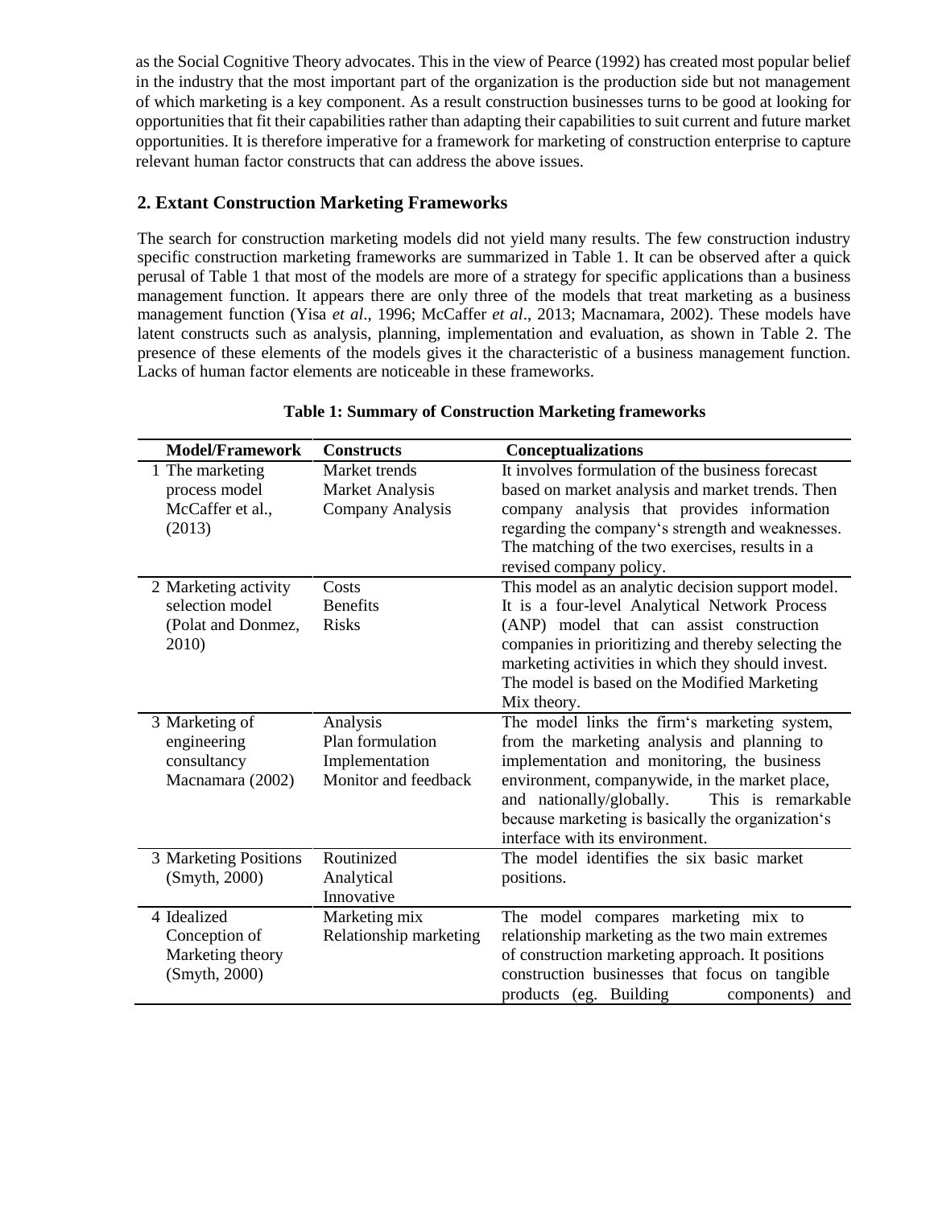as the Social Cognitive Theory advocates. This in the view of Pearce (1992) has created most popular belief in the industry that the most important part of the organization is the production side but not management of which marketing is a key component. As a result construction businesses turns to be good at looking for opportunities that fit their capabilities rather than adapting their capabilities to suit current and future market opportunities. It is therefore imperative for a framework for marketing of construction enterprise to capture relevant human factor constructs that can address the above issues.

## 2. Extant Construction Marketing Frameworks

The search for construction marketing models did not yield many results. The few construction industry specific construction marketing frameworks are summarized in Table 1. It can be observed after a quick perusal of Table 1 that most of the models are more of a strategy for specific applications than a business management function. It appears there are only three of the models that treat marketing as a business management function (Yisa *et al*., 1996; McCaffer *et al*., 2013; Macnamara, 2002). These models have latent constructs such as analysis, planning, implementation and evaluation, as shown in Table 2. The presence of these elements of the models gives it the characteristic of a business management function. Lacks of human factor elements are noticeable in these frameworks.

**Table 1: Summary of Construction Marketing frameworks**

| Model/Framework | Constructs | Conceptualizations |
|---|---|---|
| 1 The marketing process model McCaffer et al., (2013) | Market trends<br>Market Analysis<br>Company Analysis | It involves formulation of the business forecast based on market analysis and market trends. Then company analysis that provides information regarding the company's strength and weaknesses. The matching of the two exercises, results in a revised company policy. |
| 2 Marketing activity selection model (Polat and Donmez, 2010) | Costs<br>Benefits<br>Risks | This model as an analytic decision support model. It is a four-level Analytical Network Process (ANP) model that can assist construction companies in prioritizing and thereby selecting the marketing activities in which they should invest. The model is based on the Modified Marketing Mix theory. |
| 3 Marketing of engineering consultancy Macnamara (2002) | Analysis<br>Plan formulation<br>Implementation<br>Monitor and feedback | The model links the firm's marketing system, from the marketing analysis and planning to implementation and monitoring, the business environment, companywide, in the market place, and nationally/globally. This is remarkable because marketing is basically the organization's interface with its environment. |
| 3 Marketing Positions (Smyth, 2000) | Routinized<br>Analytical<br>Innovative | The model identifies the six basic market positions. |
| 4 Idealized Conception of Marketing theory (Smyth, 2000) | Marketing mix<br>Relationship marketing | The model compares marketing mix to relationship marketing as the two main extremes of construction marketing approach. It positions construction businesses that focus on tangible products (eg. Building components) and |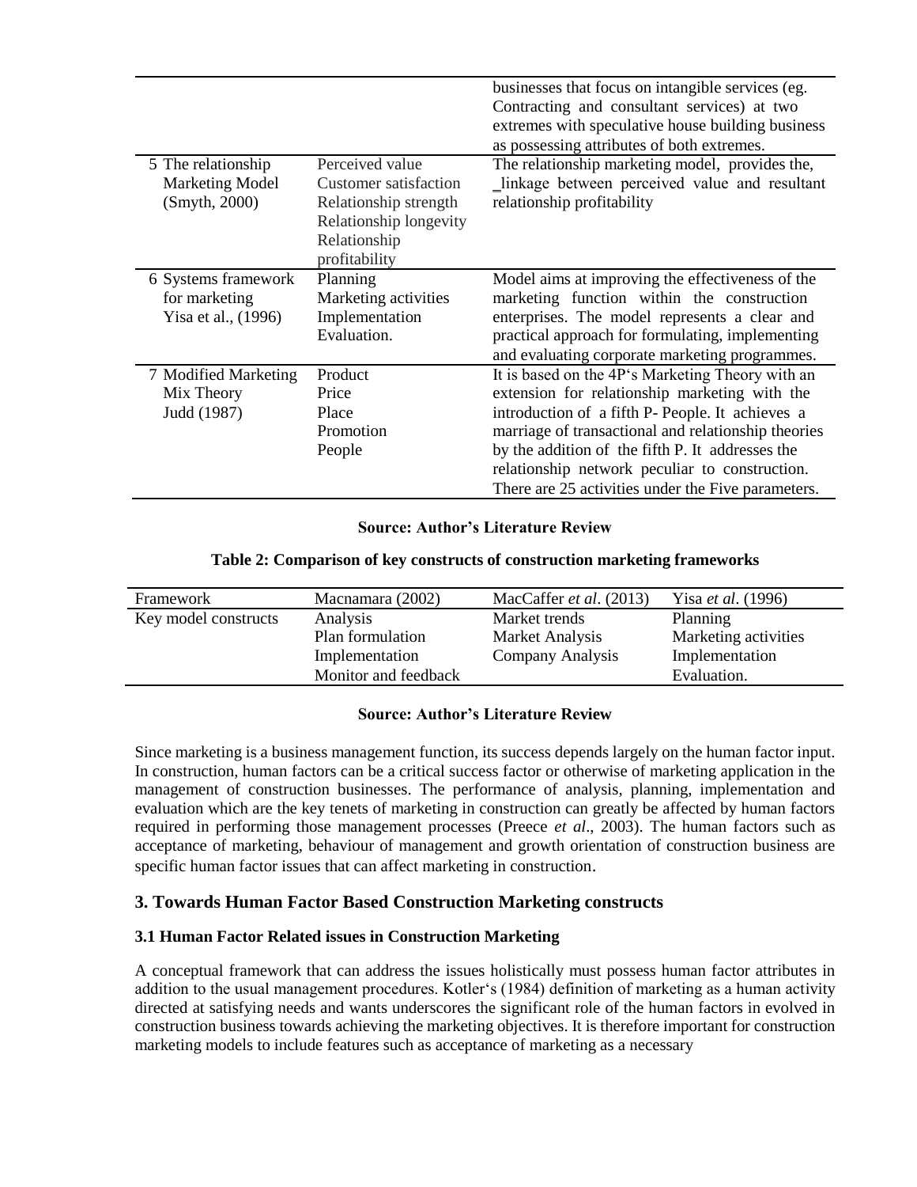| | | |
|---|---|---|
| | | businesses that focus on intangible services (eg. Contracting and consultant services) at two extremes with speculative house building business as possessing attributes of both extremes. |
| 5 The relationship Marketing Model (Smyth, 2000) | Perceived value<br>Customer satisfaction<br>Relationship strength<br>Relationship longevity<br>Relationship profitability | The relationship marketing model, provides the, _linkage between perceived value and resultant relationship profitability |
| 6 Systems framework for marketing Yisa et al., (1996) | Planning<br>Marketing activities<br>Implementation<br>Evaluation. | Model aims at improving the effectiveness of the marketing function within the construction enterprises. The model represents a clear and practical approach for formulating, implementing and evaluating corporate marketing programmes. |
| 7 Modified Marketing Mix Theory Judd (1987) | Product<br>Price<br>Place<br>Promotion<br>People | It is based on the 4P's Marketing Theory with an extension for relationship marketing with the introduction of a fifth P- People. It achieves a marriage of transactional and relationship theories by the addition of the fifth P. It addresses the relationship network peculiar to construction. There are 25 activities under the Five parameters. |

**Source: Author's Literature Review**

**Table 2: Comparison of key constructs of construction marketing frameworks**

| Framework | Macnamara (2002) | MacCaffer *et al*. (2013) | Yisa *et al*. (1996) |
|---|---|---|---|
| Key model constructs | Analysis<br>Plan formulation<br>Implementation<br>Monitor and feedback | Market trends<br>Market Analysis<br>Company Analysis | Planning<br>Marketing activities<br>Implementation<br>Evaluation. |

**Source: Author's Literature Review**

Since marketing is a business management function, its success depends largely on the human factor input. In construction, human factors can be a critical success factor or otherwise of marketing application in the management of construction businesses. The performance of analysis, planning, implementation and evaluation which are the key tenets of marketing in construction can greatly be affected by human factors required in performing those management processes (Preece *et al*., 2003). The human factors such as acceptance of marketing, behaviour of management and growth orientation of construction business are specific human factor issues that can affect marketing in construction.

## 3. Towards Human Factor Based Construction Marketing constructs

### 3.1 Human Factor Related issues in Construction Marketing

A conceptual framework that can address the issues holistically must possess human factor attributes in addition to the usual management procedures. Kotler's (1984) definition of marketing as a human activity directed at satisfying needs and wants underscores the significant role of the human factors in evolved in construction business towards achieving the marketing objectives. It is therefore important for construction marketing models to include features such as acceptance of marketing as a necessary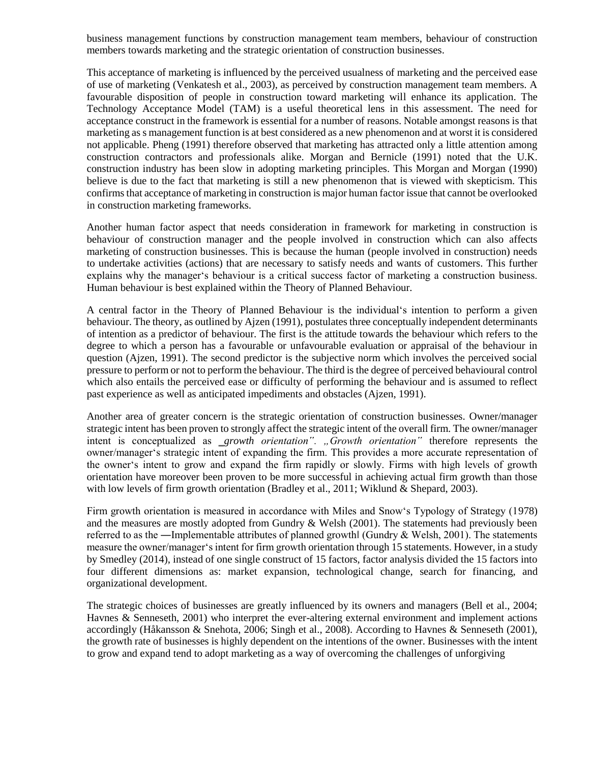business management functions by construction management team members, behaviour of construction members towards marketing and the strategic orientation of construction businesses.

This acceptance of marketing is influenced by the perceived usualness of marketing and the perceived ease of use of marketing (Venkatesh et al., 2003), as perceived by construction management team members. A favourable disposition of people in construction toward marketing will enhance its application. The Technology Acceptance Model (TAM) is a useful theoretical lens in this assessment. The need for acceptance construct in the framework is essential for a number of reasons. Notable amongst reasons is that marketing as s management function is at best considered as a new phenomenon and at worst it is considered not applicable. Pheng (1991) therefore observed that marketing has attracted only a little attention among construction contractors and professionals alike. Morgan and Bernicle (1991) noted that the U.K. construction industry has been slow in adopting marketing principles. This Morgan and Morgan (1990) believe is due to the fact that marketing is still a new phenomenon that is viewed with skepticism. This confirms that acceptance of marketing in construction is major human factor issue that cannot be overlooked in construction marketing frameworks.

Another human factor aspect that needs consideration in framework for marketing in construction is behaviour of construction manager and the people involved in construction which can also affects marketing of construction businesses. This is because the human (people involved in construction) needs to undertake activities (actions) that are necessary to satisfy needs and wants of customers. This further explains why the manager's behaviour is a critical success factor of marketing a construction business. Human behaviour is best explained within the Theory of Planned Behaviour.

A central factor in the Theory of Planned Behaviour is the individual's intention to perform a given behaviour. The theory, as outlined by Ajzen (1991), postulates three conceptually independent determinants of intention as a predictor of behaviour. The first is the attitude towards the behaviour which refers to the degree to which a person has a favourable or unfavourable evaluation or appraisal of the behaviour in question (Ajzen, 1991). The second predictor is the subjective norm which involves the perceived social pressure to perform or not to perform the behaviour. The third is the degree of perceived behavioural control which also entails the perceived ease or difficulty of performing the behaviour and is assumed to reflect past experience as well as anticipated impediments and obstacles (Ajzen, 1991).

Another area of greater concern is the strategic orientation of construction businesses. Owner/manager strategic intent has been proven to strongly affect the strategic intent of the overall firm. The owner/manager intent is conceptualized as *_growth orientation". „Growth orientation"* therefore represents the owner/manager's strategic intent of expanding the firm. This provides a more accurate representation of the owner's intent to grow and expand the firm rapidly or slowly. Firms with high levels of growth orientation have moreover been proven to be more successful in achieving actual firm growth than those with low levels of firm growth orientation (Bradley et al., 2011; Wiklund & Shepard, 2003).

Firm growth orientation is measured in accordance with Miles and Snow's Typology of Strategy (1978) and the measures are mostly adopted from Gundry & Welsh (2001). The statements had previously been referred to as the ―Implementable attributes of planned growth‖ (Gundry & Welsh, 2001). The statements measure the owner/manager's intent for firm growth orientation through 15 statements. However, in a study by Smedley (2014), instead of one single construct of 15 factors, factor analysis divided the 15 factors into four different dimensions as: market expansion, technological change, search for financing, and organizational development.

The strategic choices of businesses are greatly influenced by its owners and managers (Bell et al., 2004; Havnes & Senneseth, 2001) who interpret the ever-altering external environment and implement actions accordingly (Håkansson & Snehota, 2006; Singh et al., 2008). According to Havnes & Senneseth (2001), the growth rate of businesses is highly dependent on the intentions of the owner. Businesses with the intent to grow and expand tend to adopt marketing as a way of overcoming the challenges of unforgiving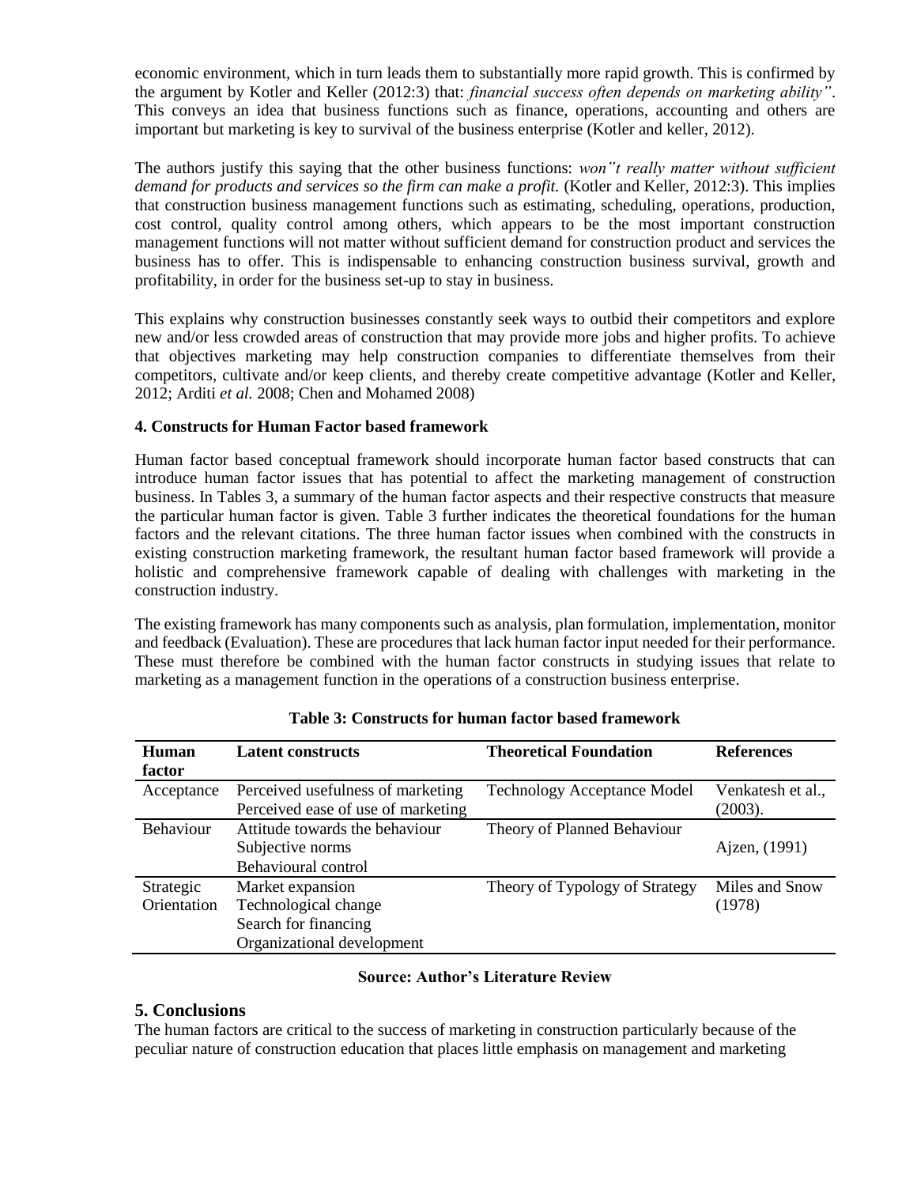economic environment, which in turn leads them to substantially more rapid growth. This is confirmed by the argument by Kotler and Keller (2012:3) that: *financial success often depends on marketing ability"*. This conveys an idea that business functions such as finance, operations, accounting and others are important but marketing is key to survival of the business enterprise (Kotler and keller, 2012).

The authors justify this saying that the other business functions: *won"t really matter without sufficient demand for products and services so the firm can make a profit.* (Kotler and Keller, 2012:3). This implies that construction business management functions such as estimating, scheduling, operations, production, cost control, quality control among others, which appears to be the most important construction management functions will not matter without sufficient demand for construction product and services the business has to offer. This is indispensable to enhancing construction business survival, growth and profitability, in order for the business set-up to stay in business.

This explains why construction businesses constantly seek ways to outbid their competitors and explore new and/or less crowded areas of construction that may provide more jobs and higher profits. To achieve that objectives marketing may help construction companies to differentiate themselves from their competitors, cultivate and/or keep clients, and thereby create competitive advantage (Kotler and Keller, 2012; Arditi *et al.* 2008; Chen and Mohamed 2008)

### 4. Constructs for Human Factor based framework

Human factor based conceptual framework should incorporate human factor based constructs that can introduce human factor issues that has potential to affect the marketing management of construction business. In Tables 3, a summary of the human factor aspects and their respective constructs that measure the particular human factor is given. Table 3 further indicates the theoretical foundations for the human factors and the relevant citations. The three human factor issues when combined with the constructs in existing construction marketing framework, the resultant human factor based framework will provide a holistic and comprehensive framework capable of dealing with challenges with marketing in the construction industry.

The existing framework has many components such as analysis, plan formulation, implementation, monitor and feedback (Evaluation). These are procedures that lack human factor input needed for their performance. These must therefore be combined with the human factor constructs in studying issues that relate to marketing as a management function in the operations of a construction business enterprise.

**Table 3: Constructs for human factor based framework**

| Human factor | Latent constructs | Theoretical Foundation | References |
|---|---|---|---|
| Acceptance | Perceived usefulness of marketing<br>Perceived ease of use of marketing | Technology Acceptance Model | Venkatesh et al., (2003). |
| Behaviour | Attitude towards the behaviour<br>Subjective norms<br>Behavioural control | Theory of Planned Behaviour | Ajzen, (1991) |
| Strategic Orientation | Market expansion<br>Technological change<br>Search for financing<br>Organizational development | Theory of Typology of Strategy | Miles and Snow (1978) |

**Source: Author's Literature Review**

## 5. Conclusions

The human factors are critical to the success of marketing in construction particularly because of the peculiar nature of construction education that places little emphasis on management and marketing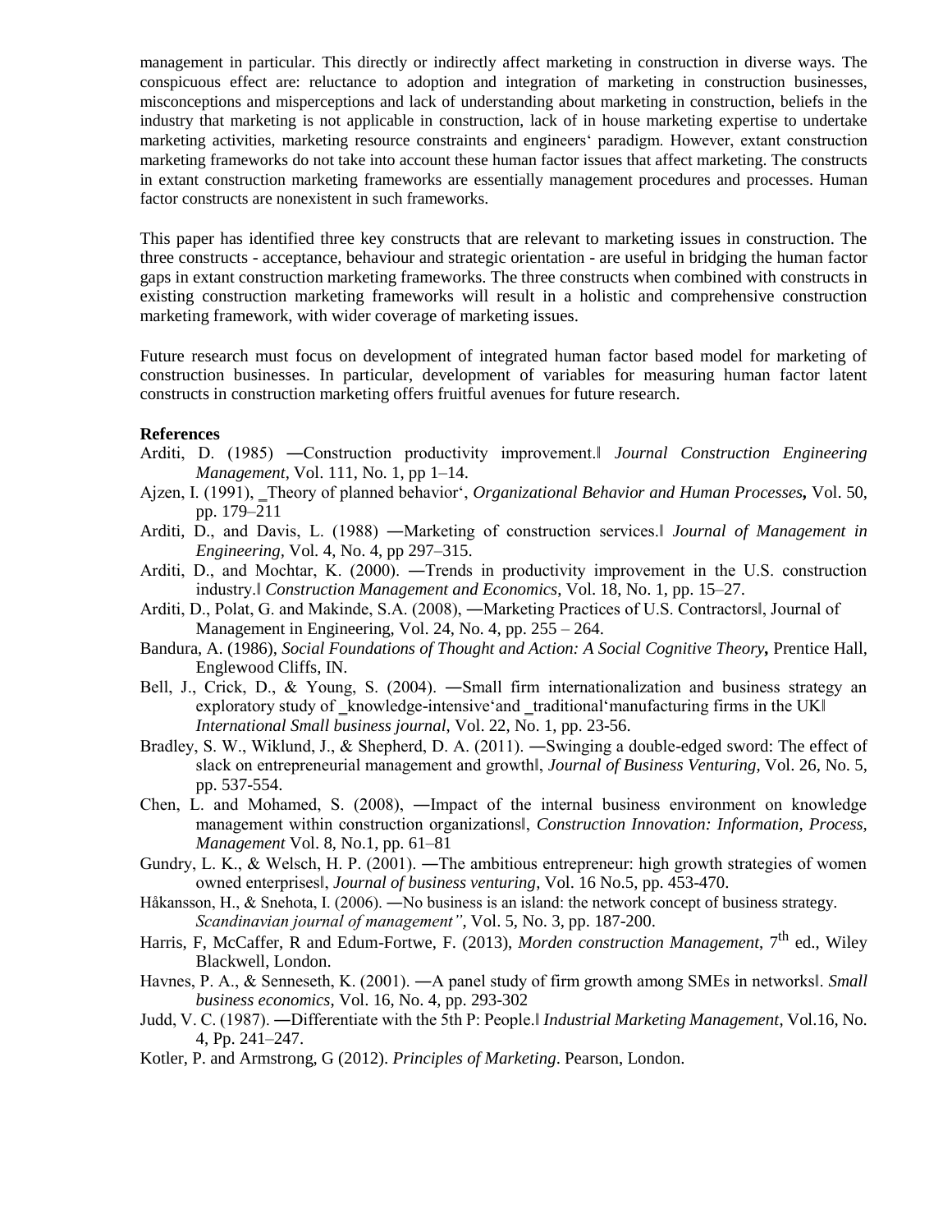management in particular. This directly or indirectly affect marketing in construction in diverse ways. The conspicuous effect are: reluctance to adoption and integration of marketing in construction businesses, misconceptions and misperceptions and lack of understanding about marketing in construction, beliefs in the industry that marketing is not applicable in construction, lack of in house marketing expertise to undertake marketing activities, marketing resource constraints and engineers‘ paradigm. However, extant construction marketing frameworks do not take into account these human factor issues that affect marketing. The constructs in extant construction marketing frameworks are essentially management procedures and processes. Human factor constructs are nonexistent in such frameworks.

This paper has identified three key constructs that are relevant to marketing issues in construction. The three constructs - acceptance, behaviour and strategic orientation - are useful in bridging the human factor gaps in extant construction marketing frameworks. The three constructs when combined with constructs in existing construction marketing frameworks will result in a holistic and comprehensive construction marketing framework, with wider coverage of marketing issues.

Future research must focus on development of integrated human factor based model for marketing of construction businesses. In particular, development of variables for measuring human factor latent constructs in construction marketing offers fruitful avenues for future research.

**References**

Arditi, D. (1985) ―Construction productivity improvement.‖ *Journal Construction Engineering Management*, Vol. 111, No. 1, pp 1–14.

Ajzen, I. (1991), ‗Theory of planned behavior‘, *Organizational Behavior and Human Processes***,** Vol. 50, pp. 179–211

Arditi, D., and Davis, L. (1988) ―Marketing of construction services.‖ *Journal of Management in Engineering*, Vol. 4, No. 4, pp 297–315.

Arditi, D., and Mochtar, K. (2000). ―Trends in productivity improvement in the U.S. construction industry.‖ *Construction Management and Economics*, Vol. 18, No. 1, pp. 15–27.

Arditi, D., Polat, G. and Makinde, S.A. (2008), ―Marketing Practices of U.S. Contractors‖, Journal of Management in Engineering, Vol. 24, No. 4, pp. 255 – 264.

Bandura, A. (1986), *Social Foundations of Thought and Action: A Social Cognitive Theory***,** Prentice Hall, Englewood Cliffs, IN.

Bell, J., Crick, D., & Young, S. (2004). ―Small firm internationalization and business strategy an exploratory study of ‗knowledge-intensive‘and ‗traditional‘manufacturing firms in the UK‖ *International Small business journal*, Vol. 22, No. 1, pp. 23-56.

Bradley, S. W., Wiklund, J., & Shepherd, D. A. (2011). ―Swinging a double-edged sword: The effect of slack on entrepreneurial management and growth‖, *Journal of Business Venturing*, Vol. 26, No. 5, pp. 537-554.

Chen, L. and Mohamed, S. (2008), ―Impact of the internal business environment on knowledge management within construction organizations‖, *Construction Innovation: Information, Process, Management* Vol. 8, No.1, pp. 61–81

Gundry, L. K., & Welsch, H. P. (2001). ―The ambitious entrepreneur: high growth strategies of women owned enterprises‖, *Journal of business venturing*, Vol. 16 No.5, pp. 453-470.

Håkansson, H., & Snehota, I. (2006). ―No business is an island: the network concept of business strategy. *Scandinavian journal of management"*, Vol. 5, No. 3, pp. 187-200.

Harris, F, McCaffer, R and Edum-Fortwe, F. (2013), *Morden construction Management*, 7th ed., Wiley Blackwell, London.

Havnes, P. A., & Senneseth, K. (2001). ―A panel study of firm growth among SMEs in networks‖. *Small business economics*, Vol. 16, No. 4, pp. 293-302

Judd, V. C. (1987). ―Differentiate with the 5th P: People.‖ *Industrial Marketing Management*, Vol.16, No. 4, Pp. 241–247.

Kotler, P. and Armstrong, G (2012). *Principles of Marketing*. Pearson, London.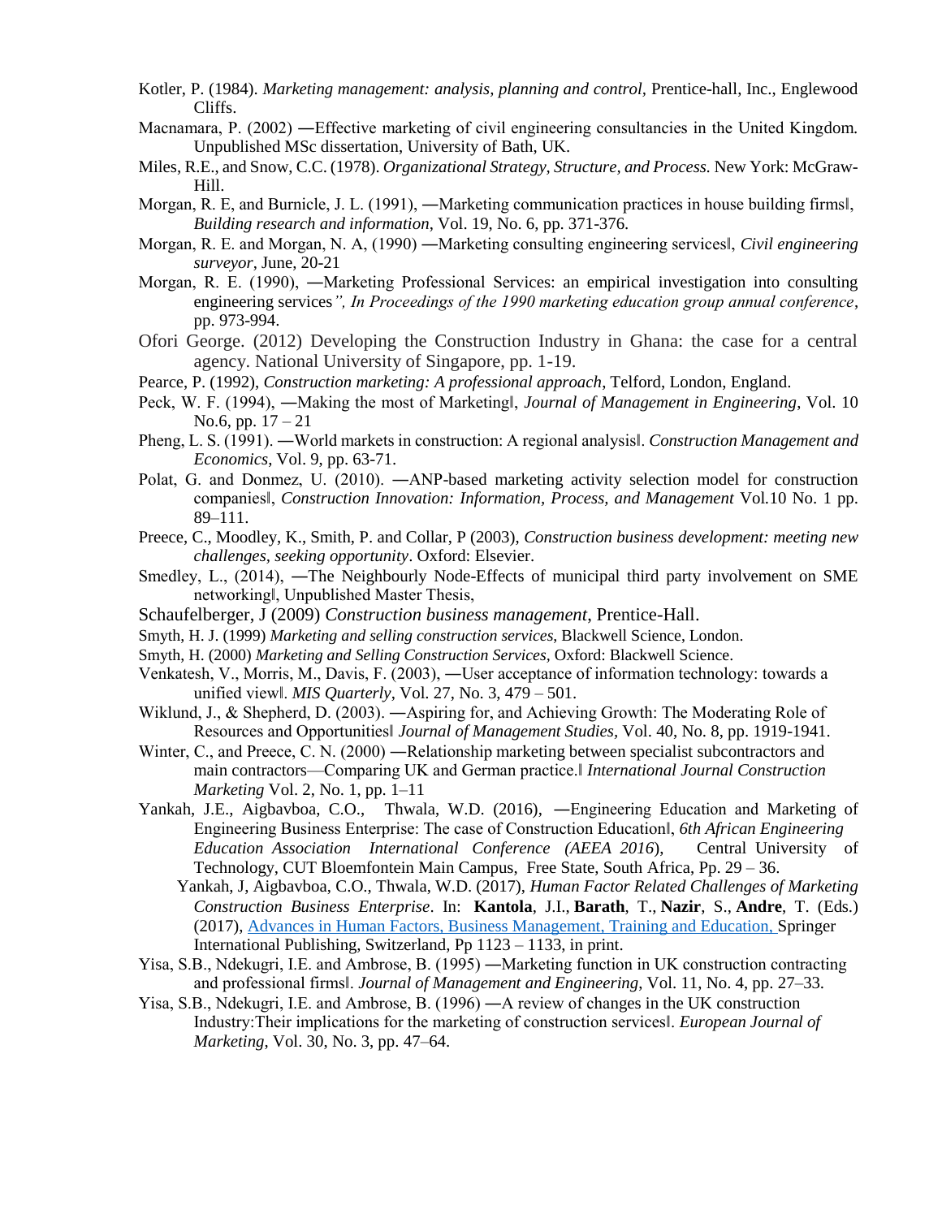Kotler, P. (1984). *Marketing management: analysis, planning and control,* Prentice-hall, Inc., Englewood Cliffs.

Macnamara, P. (2002) ―Effective marketing of civil engineering consultancies in the United Kingdom. Unpublished MSc dissertation, University of Bath, UK.

Miles, R.E., and Snow, C.C. (1978). *Organizational Strategy, Structure, and Process.* New York: McGraw-Hill.

Morgan, R. E, and Burnicle, J. L. (1991), ―Marketing communication practices in house building firms‖, *Building research and information*, Vol. 19, No. 6, pp. 371-376.

Morgan, R. E. and Morgan, N. A, (1990) ―Marketing consulting engineering services‖, *Civil engineering surveyor*, June, 20-21

Morgan, R. E. (1990), ―Marketing Professional Services: an empirical investigation into consulting engineering services*", In Proceedings of the 1990 marketing education group annual conference*, pp. 973-994.

Ofori George. (2012) Developing the Construction Industry in Ghana: the case for a central agency. National University of Singapore, pp. 1-19.

Pearce, P. (1992), *Construction marketing: A professional approach*, Telford, London, England.

Peck, W. F. (1994), ―Making the most of Marketing‖, *Journal of Management in Engineering*, Vol. 10 No.6, pp. 17 – 21

Pheng, L. S. (1991). ―World markets in construction: A regional analysis‖. *Construction Management and Economics*, Vol. 9, pp. 63-71.

Polat, G. and Donmez, U. (2010). ―ANP-based marketing activity selection model for construction companies‖, *Construction Innovation: Information, Process, and Management* Vol.10 No. 1 pp. 89–111.

Preece, C., Moodley, K., Smith, P. and Collar, P (2003), *Construction business development: meeting new challenges, seeking opportunity*. Oxford: Elsevier.

Smedley, L., (2014), ―The Neighbourly Node-Effects of municipal third party involvement on SME networking‖, Unpublished Master Thesis,

Schaufelberger, J (2009) *Construction business management*, Prentice-Hall.

Smyth, H. J. (1999) *Marketing and selling construction services*, Blackwell Science, London.

Smyth, H. (2000) *Marketing and Selling Construction Services*, Oxford: Blackwell Science.

Venkatesh, V., Morris, M., Davis, F. (2003), ―User acceptance of information technology: towards a unified view‖. *MIS Quarterly*, Vol. 27, No. 3, 479 – 501.

Wiklund, J., & Shepherd, D. (2003). ―Aspiring for, and Achieving Growth: The Moderating Role of Resources and Opportunities‖ *Journal of Management Studies*, Vol. 40, No. 8, pp. 1919-1941.

Winter, C., and Preece, C. N. (2000) ―Relationship marketing between specialist subcontractors and main contractors—Comparing UK and German practice.‖ *International Journal Construction Marketing* Vol. 2, No. 1, pp. 1–11

Yankah, J.E., Aigbavboa, C.O., Thwala, W.D. (2016), ―Engineering Education and Marketing of Engineering Business Enterprise: The case of Construction Education‖, *6th African Engineering Education Association International Conference (AEEA 2016*), Central University of Technology, CUT Bloemfontein Main Campus, Free State, South Africa, Pp. 29 – 36.

Yankah, J, Aigbavboa, C.O., Thwala, W.D. (2017), *Human Factor Related Challenges of Marketing Construction Business Enterprise*. In: **Kantola**, J.I., **Barath**, T., **Nazir**, S., **Andre**, T. (Eds.) (2017), Advances in Human Factors, Business Management, Training and Education, Springer International Publishing, Switzerland, Pp 1123 – 1133, in print.

Yisa, S.B., Ndekugri, I.E. and Ambrose, B. (1995) ―Marketing function in UK construction contracting and professional firms‖. *Journal of Management and Engineering*, Vol. 11, No. 4, pp. 27–33.

Yisa, S.B., Ndekugri, I.E. and Ambrose, B. (1996) ―A review of changes in the UK construction Industry:Their implications for the marketing of construction services‖. *European Journal of Marketing*, Vol. 30, No. 3, pp. 47–64.